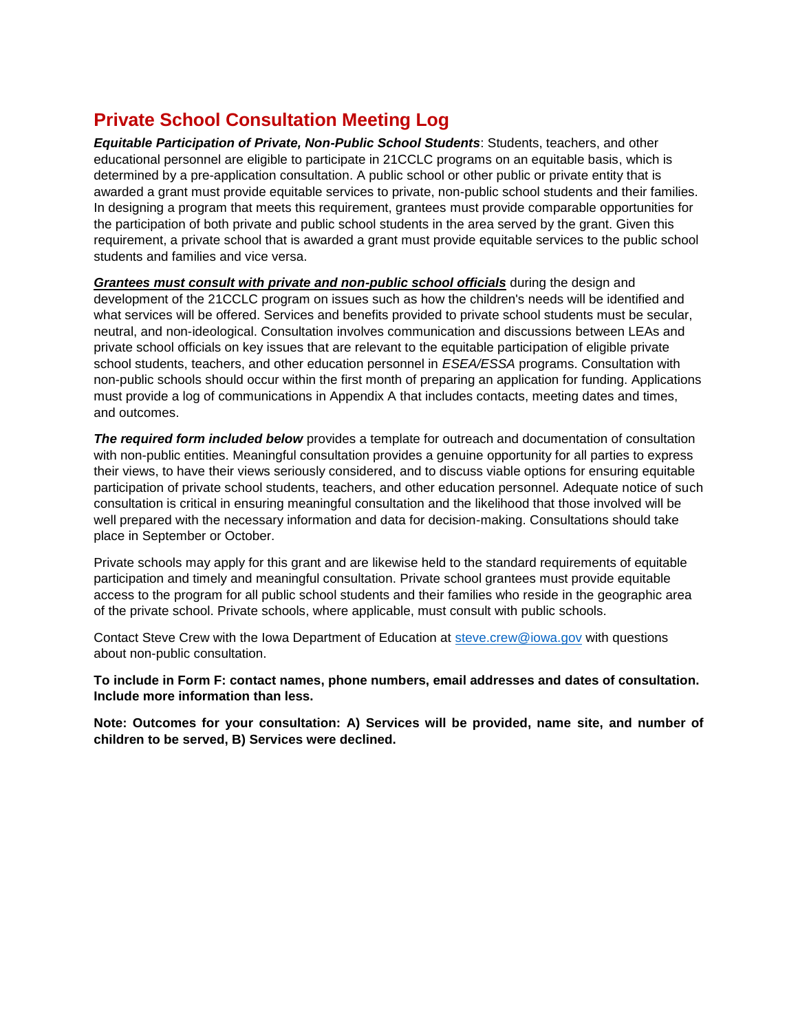# Private School Consultation Meeting Log

***Equitable Participation of Private, Non-Public School Students***: Students, teachers, and other educational personnel are eligible to participate in 21CCLC programs on an equitable basis, which is determined by a pre-application consultation. A public school or other public or private entity that is awarded a grant must provide equitable services to private, non-public school students and their families. In designing a program that meets this requirement, grantees must provide comparable opportunities for the participation of both private and public school students in the area served by the grant. Given this requirement, a private school that is awarded a grant must provide equitable services to the public school students and families and vice versa.

***<u>Grantees must consult with private and non-public school officials</u>*** during the design and development of the 21CCLC program on issues such as how the children's needs will be identified and what services will be offered. Services and benefits provided to private school students must be secular, neutral, and non-ideological. Consultation involves communication and discussions between LEAs and private school officials on key issues that are relevant to the equitable participation of eligible private school students, teachers, and other education personnel in *ESEA/ESSA* programs. Consultation with non-public schools should occur within the first month of preparing an application for funding. Applications must provide a log of communications in Appendix A that includes contacts, meeting dates and times, and outcomes.

***The required form included below*** provides a template for outreach and documentation of consultation with non-public entities. Meaningful consultation provides a genuine opportunity for all parties to express their views, to have their views seriously considered, and to discuss viable options for ensuring equitable participation of private school students, teachers, and other education personnel. Adequate notice of such consultation is critical in ensuring meaningful consultation and the likelihood that those involved will be well prepared with the necessary information and data for decision-making. Consultations should take place in September or October.

Private schools may apply for this grant and are likewise held to the standard requirements of equitable participation and timely and meaningful consultation. Private school grantees must provide equitable access to the program for all public school students and their families who reside in the geographic area of the private school. Private schools, where applicable, must consult with public schools.

Contact Steve Crew with the Iowa Department of Education at [steve.crew@iowa.gov](mailto:steve.crew@iowa.gov) with questions about non-public consultation.

**To include in Form F: contact names, phone numbers, email addresses and dates of consultation. Include more information than less.**

**Note: Outcomes for your consultation: A) Services will be provided, name site, and number of children to be served, B) Services were declined.**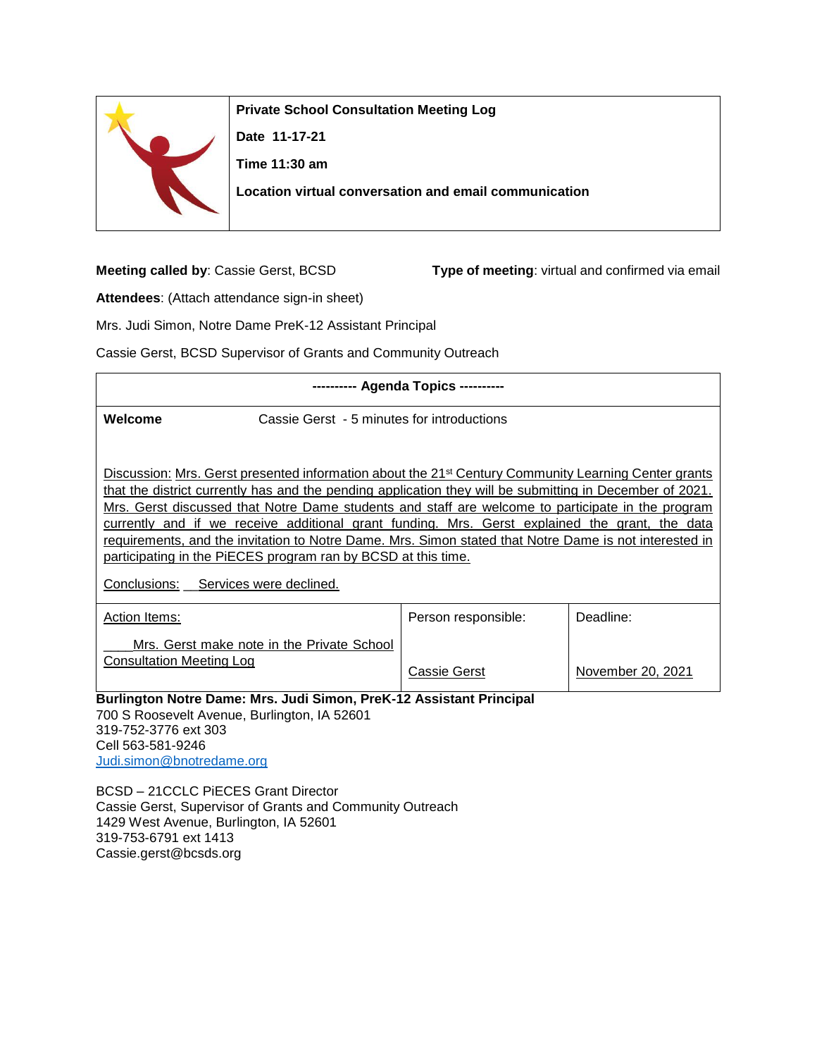**Private School Consultation Meeting Log**

**Date 11-17-21**

**Time 11:30 am**

**Location virtual conversation and email communication**

**Meeting called by**: Cassie Gerst, BCSD

**Type of meeting**: virtual and confirmed via email

**Attendees**: (Attach attendance sign-in sheet)

Mrs. Judi Simon, Notre Dame PreK-12 Assistant Principal

Cassie Gerst, BCSD Supervisor of Grants and Community Outreach

---------- **Agenda Topics** ----------

**Welcome** Cassie Gerst - 5 minutes for introductions

Discussion: Mrs. Gerst presented information about the 21st Century Community Learning Center grants that the district currently has and the pending application they will be submitting in December of 2021. Mrs. Gerst discussed that Notre Dame students and staff are welcome to participate in the program currently and if we receive additional grant funding. Mrs. Gerst explained the grant, the data requirements, and the invitation to Notre Dame. Mrs. Simon stated that Notre Dame is not interested in participating in the PiECES program ran by BCSD at this time.

Conclusions: Services were declined.

| Action Items: | Person responsible: | Deadline: |
|---|---|---|
| Mrs. Gerst make note in the Private School Consultation Meeting Log | Cassie Gerst | November 20, 2021 |

**Burlington Notre Dame: Mrs. Judi Simon, PreK-12 Assistant Principal**
700 S Roosevelt Avenue, Burlington, IA 52601
319-752-3776 ext 303
Cell 563-581-9246
Judi.simon@bnotredame.org

BCSD – 21CCLC PiECES Grant Director
Cassie Gerst, Supervisor of Grants and Community Outreach
1429 West Avenue, Burlington, IA 52601
319-753-6791 ext 1413
Cassie.gerst@bcsds.org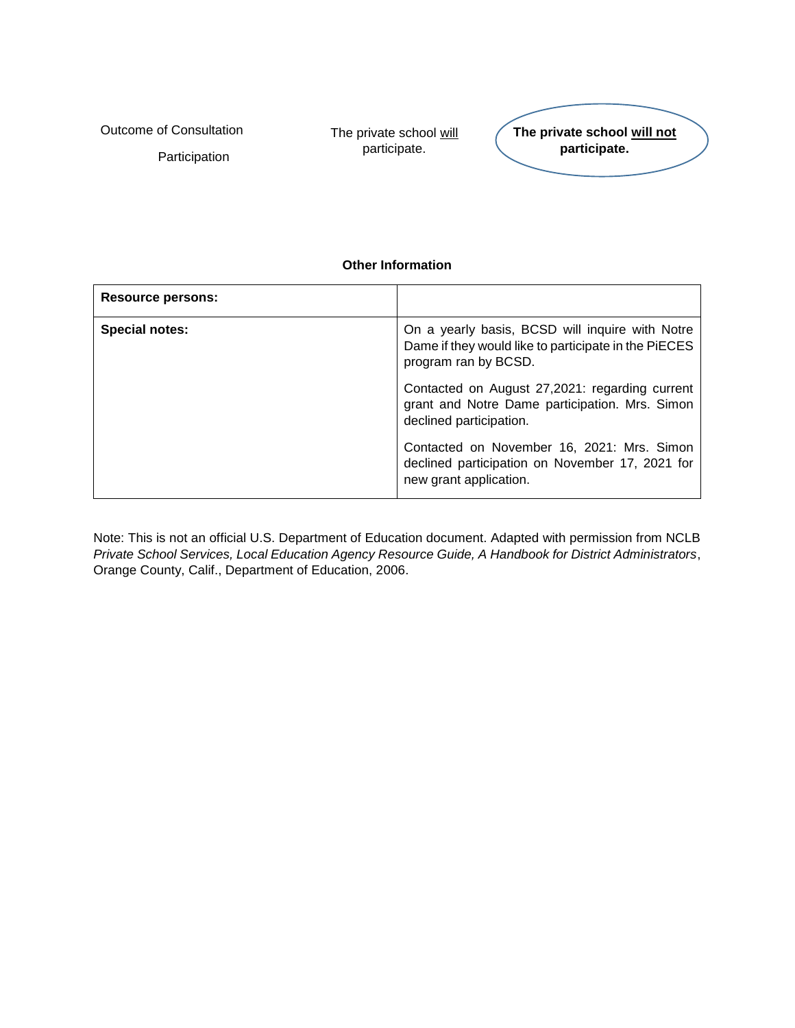| Outcome of Consultation<br>Participation | The private school <u>will</u> participate. | **The private school <u>will not</u> participate.** |
|---|---|---|

**Other Information**

| | |
|---|---|
| **Resource persons:** | |
| **Special notes:** | On a yearly basis, BCSD will inquire with Notre Dame if they would like to participate in the PiECES program ran by BCSD.<br><br>Contacted on August 27,2021: regarding current grant and Notre Dame participation. Mrs. Simon declined participation.<br><br>Contacted on November 16, 2021: Mrs. Simon declined participation on November 17, 2021 for new grant application. |

Note: This is not an official U.S. Department of Education document. Adapted with permission from NCLB *Private School Services, Local Education Agency Resource Guide, A Handbook for District Administrators*, Orange County, Calif., Department of Education, 2006.